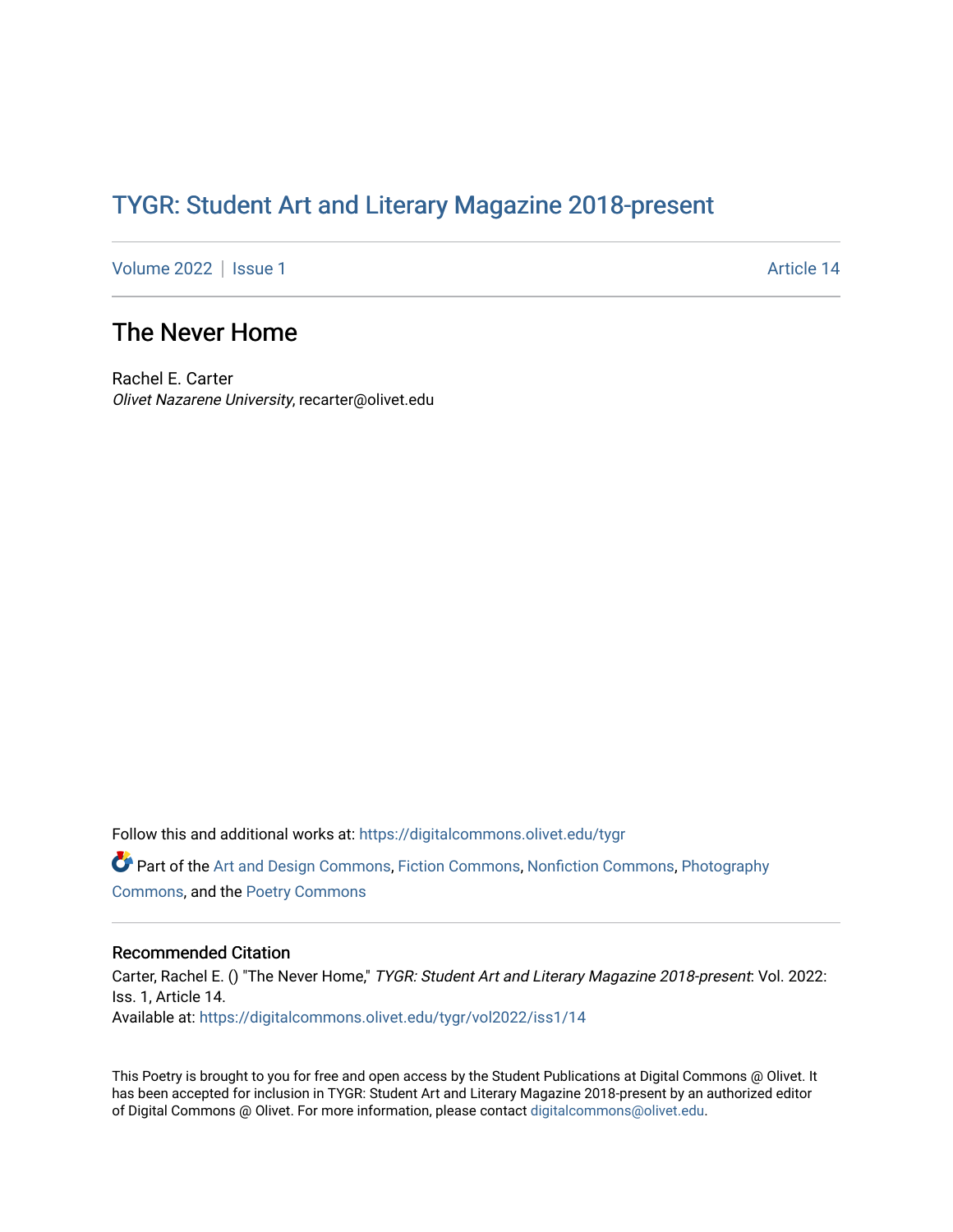TYGR: Student Art and Literary Magazine 2018-present

Volume 2022 | Issue 1 Article 14

# The Never Home

Rachel E. Carter
*Olivet Nazarene University*, recarter@olivet.edu

Follow this and additional works at: https://digitalcommons.olivet.edu/tygr

Part of the Art and Design Commons, Fiction Commons, Nonfiction Commons, Photography Commons, and the Poetry Commons

## Recommended Citation

Carter, Rachel E. () "The Never Home," *TYGR: Student Art and Literary Magazine 2018-present*: Vol. 2022: Iss. 1, Article 14.
Available at: https://digitalcommons.olivet.edu/tygr/vol2022/iss1/14

This Poetry is brought to you for free and open access by the Student Publications at Digital Commons @ Olivet. It has been accepted for inclusion in TYGR: Student Art and Literary Magazine 2018-present by an authorized editor of Digital Commons @ Olivet. For more information, please contact digitalcommons@olivet.edu.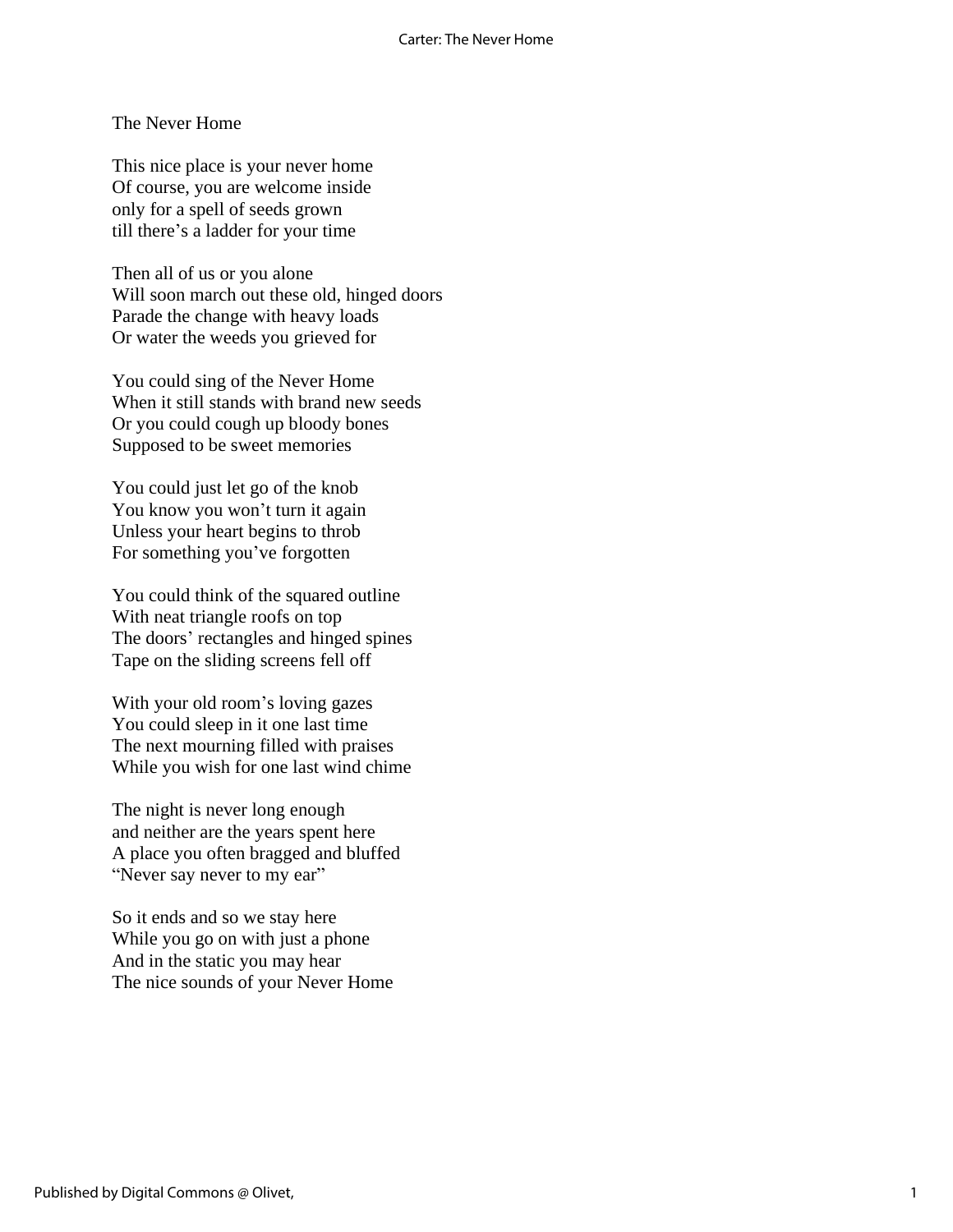# The Never Home

This nice place is your never home  
Of course, you are welcome inside  
only for a spell of seeds grown  
till there's a ladder for your time

Then all of us or you alone  
Will soon march out these old, hinged doors  
Parade the change with heavy loads  
Or water the weeds you grieved for

You could sing of the Never Home  
When it still stands with brand new seeds  
Or you could cough up bloody bones  
Supposed to be sweet memories

You could just let go of the knob  
You know you won't turn it again  
Unless your heart begins to throb  
For something you've forgotten

You could think of the squared outline  
With neat triangle roofs on top  
The doors' rectangles and hinged spines  
Tape on the sliding screens fell off

With your old room's loving gazes  
You could sleep in it one last time  
The next mourning filled with praises  
While you wish for one last wind chime

The night is never long enough  
and neither are the years spent here  
A place you often bragged and bluffed  
"Never say never to my ear"

So it ends and so we stay here  
While you go on with just a phone  
And in the static you may hear  
The nice sounds of your Never Home